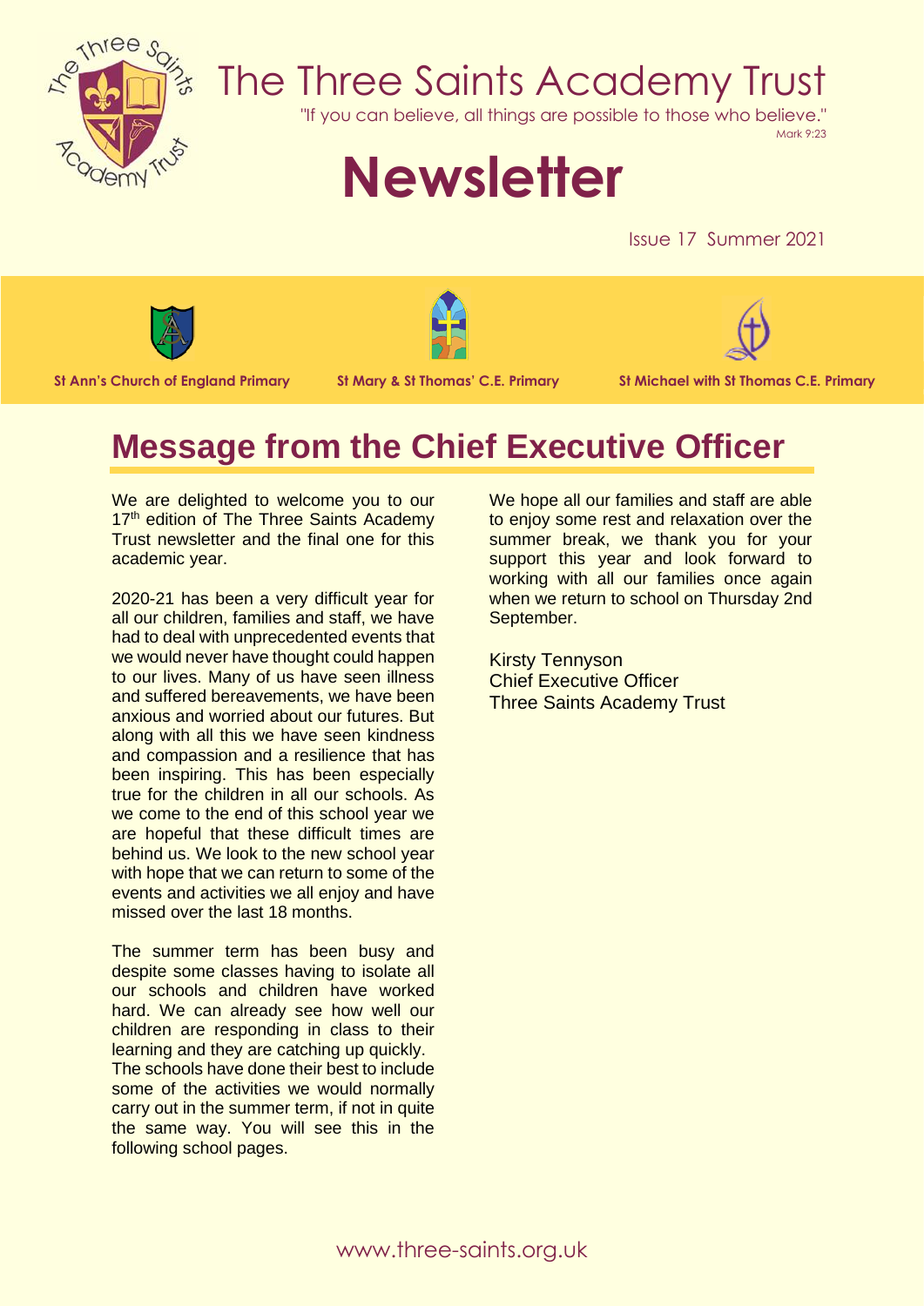# The Three Saints Academy Trust

"If you can believe, all things are possible to those who believe."
Mark 9:23

# Newsletter

Issue 17 Summer 2021

**St Ann's Church of England Primary** | **St Mary & St Thomas' C.E. Primary** | **St Michael with St Thomas C.E. Primary**

## Message from the Chief Executive Officer

We are delighted to welcome you to our 17th edition of The Three Saints Academy Trust newsletter and the final one for this academic year.

2020-21 has been a very difficult year for all our children, families and staff, we have had to deal with unprecedented events that we would never have thought could happen to our lives. Many of us have seen illness and suffered bereavements, we have been anxious and worried about our futures. But along with all this we have seen kindness and compassion and a resilience that has been inspiring. This has been especially true for the children in all our schools. As we come to the end of this school year we are hopeful that these difficult times are behind us. We look to the new school year with hope that we can return to some of the events and activities we all enjoy and have missed over the last 18 months.

The summer term has been busy and despite some classes having to isolate all our schools and children have worked hard. We can already see how well our children are responding in class to their learning and they are catching up quickly. The schools have done their best to include some of the activities we would normally carry out in the summer term, if not in quite the same way. You will see this in the following school pages.

We hope all our families and staff are able to enjoy some rest and relaxation over the summer break, we thank you for your support this year and look forward to working with all our families once again when we return to school on Thursday 2nd September.

Kirsty Tennyson
Chief Executive Officer
Three Saints Academy Trust

www.three-saints.org.uk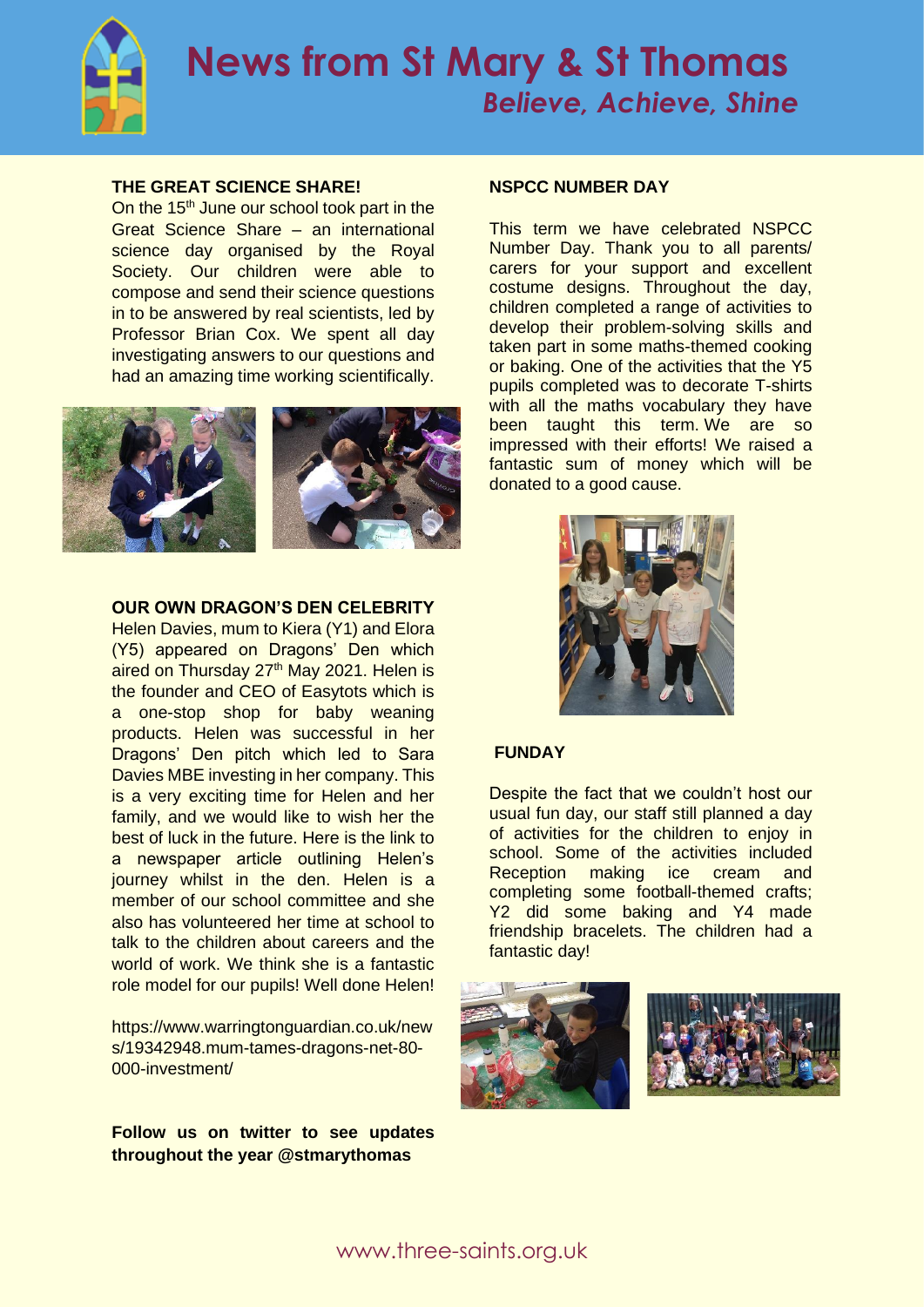# News from St Mary & St Thomas

*Believe, Achieve, Shine*

## THE GREAT SCIENCE SHARE!

On the 15th June our school took part in the Great Science Share – an international science day organised by the Royal Society. Our children were able to compose and send their science questions in to be answered by real scientists, led by Professor Brian Cox. We spent all day investigating answers to our questions and had an amazing time working scientifically.

## OUR OWN DRAGON'S DEN CELEBRITY

Helen Davies, mum to Kiera (Y1) and Elora (Y5) appeared on Dragons' Den which aired on Thursday 27th May 2021. Helen is the founder and CEO of Easytots which is a one-stop shop for baby weaning products. Helen was successful in her Dragons' Den pitch which led to Sara Davies MBE investing in her company. This is a very exciting time for Helen and her family, and we would like to wish her the best of luck in the future. Here is the link to a newspaper article outlining Helen's journey whilst in the den. Helen is a member of our school committee and she also has volunteered her time at school to talk to the children about careers and the world of work. We think she is a fantastic role model for our pupils! Well done Helen!

https://www.warringtonguardian.co.uk/news/19342948.mum-tames-dragons-net-80-000-investment/

**Follow us on twitter to see updates throughout the year @stmarythomas**

## NSPCC NUMBER DAY

This term we have celebrated NSPCC Number Day. Thank you to all parents/ carers for your support and excellent costume designs. Throughout the day, children completed a range of activities to develop their problem-solving skills and taken part in some maths-themed cooking or baking. One of the activities that the Y5 pupils completed was to decorate T-shirts with all the maths vocabulary they have been taught this term. We are so impressed with their efforts! We raised a fantastic sum of money which will be donated to a good cause.

## FUNDAY

Despite the fact that we couldn't host our usual fun day, our staff still planned a day of activities for the children to enjoy in school. Some of the activities included Reception making ice cream and completing some football-themed crafts; Y2 did some baking and Y4 made friendship bracelets. The children had a fantastic day!

www.three-saints.org.uk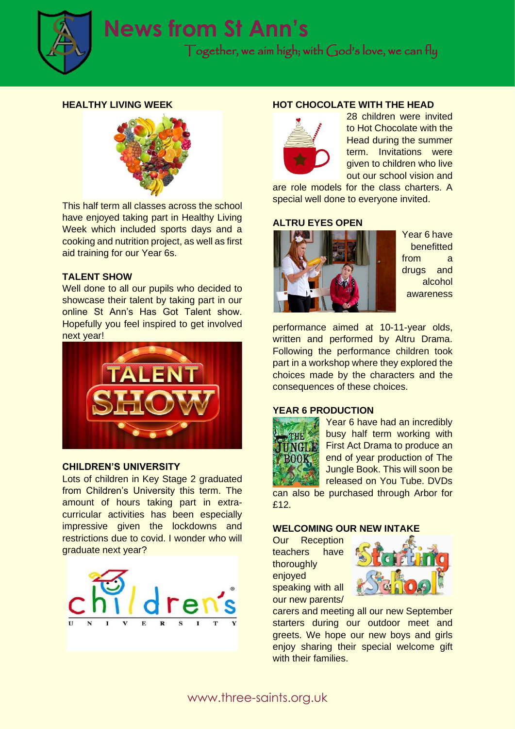# News from St Ann's

Together, we aim high; with God's love, we can fly

## HEALTHY LIVING WEEK

This half term all classes across the school have enjoyed taking part in Healthy Living Week which included sports days and a cooking and nutrition project, as well as first aid training for our Year 6s.

## TALENT SHOW

Well done to all our pupils who decided to showcase their talent by taking part in our online St Ann's Has Got Talent show. Hopefully you feel inspired to get involved next year!

## CHILDREN'S UNIVERSITY

Lots of children in Key Stage 2 graduated from Children's University this term. The amount of hours taking part in extra-curricular activities has been especially impressive given the lockdowns and restrictions due to covid. I wonder who will graduate next year?

## HOT CHOCOLATE WITH THE HEAD

28 children were invited to Hot Chocolate with the Head during the summer term. Invitations were given to children who live out our school vision and are role models for the class charters. A special well done to everyone invited.

## ALTRU EYES OPEN

Year 6 have benefitted from a drugs and alcohol awareness performance aimed at 10-11-year olds, written and performed by Altru Drama. Following the performance children took part in a workshop where they explored the choices made by the characters and the consequences of these choices.

## YEAR 6 PRODUCTION

Year 6 have had an incredibly busy half term working with First Act Drama to produce an end of year production of The Jungle Book. This will soon be released on You Tube. DVDs can also be purchased through Arbor for £12.

## WELCOMING OUR NEW INTAKE

Our Reception teachers have thoroughly enjoyed speaking with all our new parents/carers and meeting all our new September starters during our outdoor meet and greets. We hope our new boys and girls enjoy sharing their special welcome gift with their families.

www.three-saints.org.uk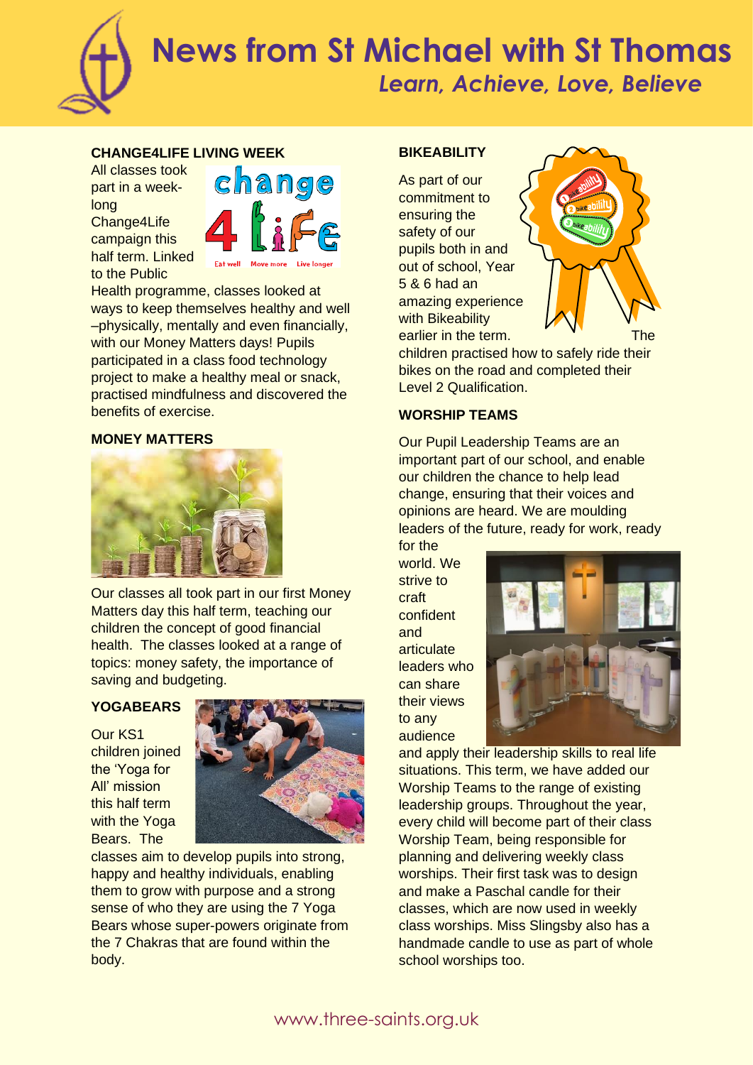# News from St Michael with St Thomas

*Learn, Achieve, Love, Believe*

## CHANGE4LIFE LIVING WEEK

All classes took part in a week-long Change4Life campaign this half term. Linked to the Public Health programme, classes looked at ways to keep themselves healthy and well –physically, mentally and even financially, with our Money Matters days! Pupils participated in a class food technology project to make a healthy meal or snack, practised mindfulness and discovered the benefits of exercise.

## MONEY MATTERS

Our classes all took part in our first Money Matters day this half term, teaching our children the concept of good financial health. The classes looked at a range of topics: money safety, the importance of saving and budgeting.

## YOGABEARS

Our KS1 children joined the 'Yoga for All' mission this half term with the Yoga Bears. The classes aim to develop pupils into strong, happy and healthy individuals, enabling them to grow with purpose and a strong sense of who they are using the 7 Yoga Bears whose super-powers originate from the 7 Chakras that are found within the body.

## BIKEABILITY

As part of our commitment to ensuring the safety of our pupils both in and out of school, Year 5 & 6 had an amazing experience with Bikeability earlier in the term. The children practised how to safely ride their bikes on the road and completed their Level 2 Qualification.

## WORSHIP TEAMS

Our Pupil Leadership Teams are an important part of our school, and enable our children the chance to help lead change, ensuring that their voices and opinions are heard. We are moulding leaders of the future, ready for work, ready for the world. We strive to craft confident and articulate leaders who can share their views to any audience and apply their leadership skills to real life situations. This term, we have added our Worship Teams to the range of existing leadership groups. Throughout the year, every child will become part of their class Worship Team, being responsible for planning and delivering weekly class worships. Their first task was to design and make a Paschal candle for their classes, which are now used in weekly class worships. Miss Slingsby also has a handmade candle to use as part of whole school worships too.

www.three-saints.org.uk